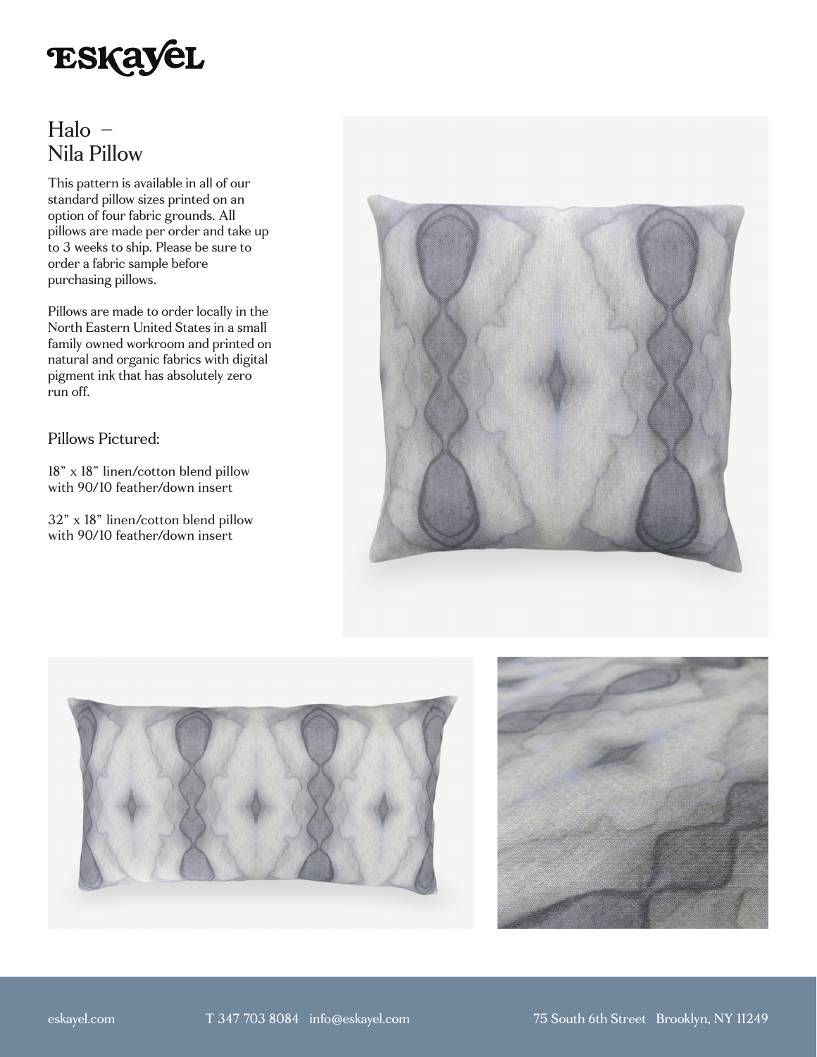# ESKAYEL

## Halo – Nila Pillow

This pattern is available in all of our standard pillow sizes printed on an option of four fabric grounds. All pillows are made per order and take up to 3 weeks to ship. Please be sure to order a fabric sample before purchasing pillows.

Pillows are made to order locally in the North Eastern United States in a small family owned workroom and printed on natural and organic fabrics with digital pigment ink that has absolutely zero run off.

### Pillows Pictured:

18" x 18" linen/cotton blend pillow with 90/10 feather/down insert

32" x 18" linen/cotton blend pillow with 90/10 feather/down insert

eskayel.com T 347 703 8084 info@eskayel.com 75 South 6th Street Brooklyn, NY 11249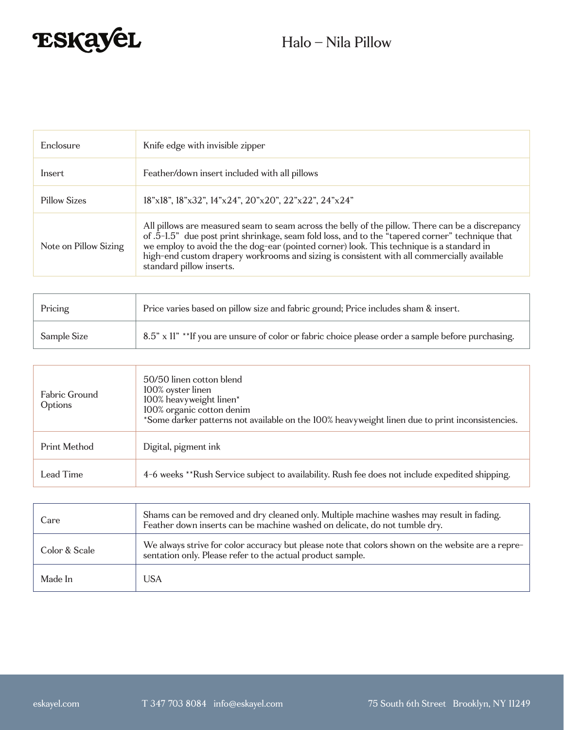# Halo – Nila Pillow

| | |
|---|---|
| Enclosure | Knife edge with invisible zipper |
| Insert | Feather/down insert included with all pillows |
| Pillow Sizes | 18”x18”, 18”x32”, 14”x24”, 20”x20”, 22”x22”, 24”x24” |
| Note on Pillow Sizing | All pillows are measured seam to seam across the belly of the pillow. There can be a discrepancy of .5-1.5” due post print shrinkage, seam fold loss, and to the “tapered corner” technique that we employ to avoid the the dog-ear (pointed corner) look. This technique is a standard in high-end custom drapery workrooms and sizing is consistent with all commercially available standard pillow inserts. |

| | |
|---|---|
| Pricing | Price varies based on pillow size and fabric ground; Price includes sham & insert. |
| Sample Size | 8.5” x 11” **If you are unsure of color or fabric choice please order a sample before purchasing. |

| | |
|---|---|
| Fabric Ground Options | 50/50 linen cotton blend<br>100% oyster linen<br>100% heavyweight linen*<br>100% organic cotton denim<br>*Some darker patterns not available on the 100% heavyweight linen due to print inconsistencies. |
| Print Method | Digital, pigment ink |
| Lead Time | 4-6 weeks **Rush Service subject to availability. Rush fee does not include expedited shipping. |

| | |
|---|---|
| Care | Shams can be removed and dry cleaned only. Multiple machine washes may result in fading. Feather down inserts can be machine washed on delicate, do not tumble dry. |
| Color & Scale | We always strive for color accuracy but please note that colors shown on the website are a representation only. Please refer to the actual product sample. |
| Made In | USA |